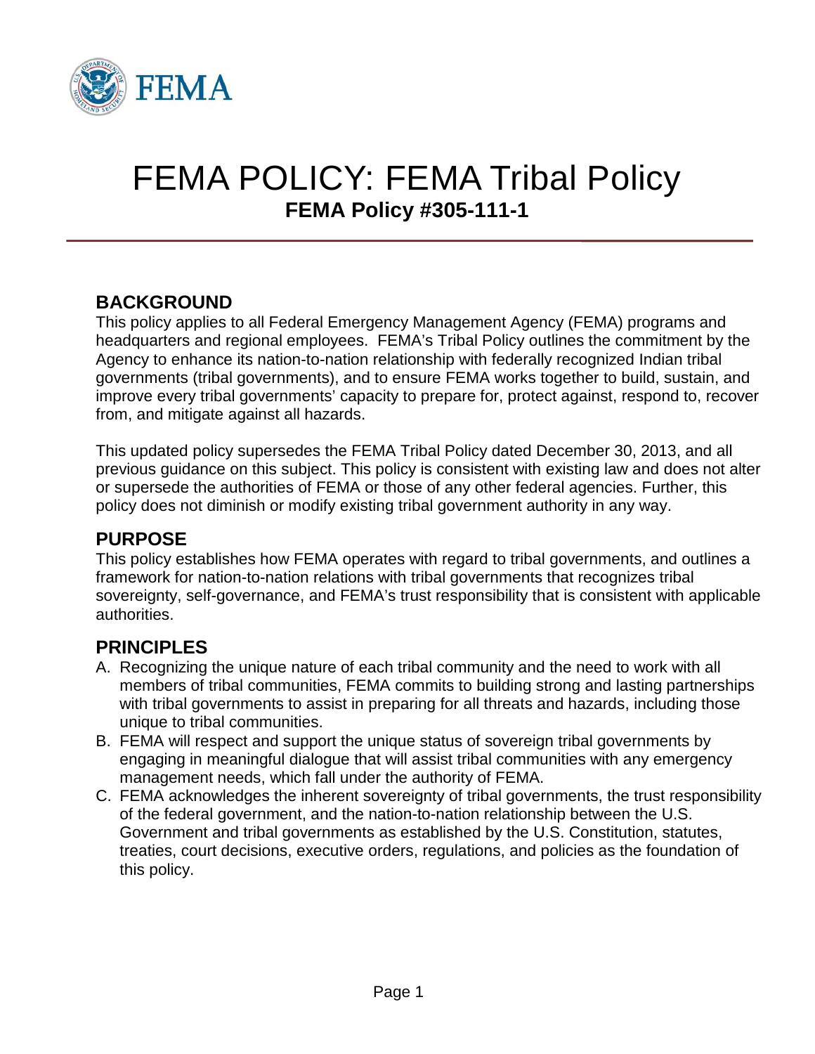# FEMA POLICY: FEMA Tribal Policy

**FEMA Policy #305-111-1**

## BACKGROUND

This policy applies to all Federal Emergency Management Agency (FEMA) programs and headquarters and regional employees. FEMA's Tribal Policy outlines the commitment by the Agency to enhance its nation-to-nation relationship with federally recognized Indian tribal governments (tribal governments), and to ensure FEMA works together to build, sustain, and improve every tribal governments' capacity to prepare for, protect against, respond to, recover from, and mitigate against all hazards.

This updated policy supersedes the FEMA Tribal Policy dated December 30, 2013, and all previous guidance on this subject. This policy is consistent with existing law and does not alter or supersede the authorities of FEMA or those of any other federal agencies. Further, this policy does not diminish or modify existing tribal government authority in any way.

## PURPOSE

This policy establishes how FEMA operates with regard to tribal governments, and outlines a framework for nation-to-nation relations with tribal governments that recognizes tribal sovereignty, self-governance, and FEMA's trust responsibility that is consistent with applicable authorities.

## PRINCIPLES

A. Recognizing the unique nature of each tribal community and the need to work with all members of tribal communities, FEMA commits to building strong and lasting partnerships with tribal governments to assist in preparing for all threats and hazards, including those unique to tribal communities.

B. FEMA will respect and support the unique status of sovereign tribal governments by engaging in meaningful dialogue that will assist tribal communities with any emergency management needs, which fall under the authority of FEMA.

C. FEMA acknowledges the inherent sovereignty of tribal governments, the trust responsibility of the federal government, and the nation-to-nation relationship between the U.S. Government and tribal governments as established by the U.S. Constitution, statutes, treaties, court decisions, executive orders, regulations, and policies as the foundation of this policy.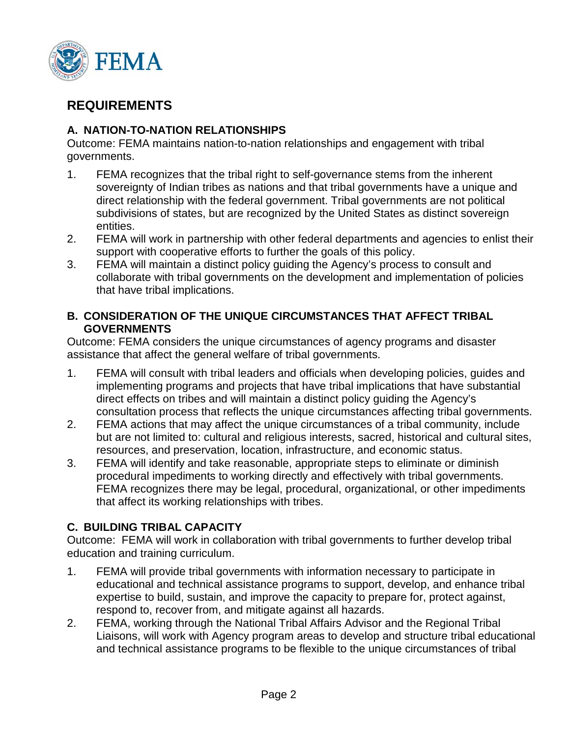## REQUIREMENTS

### A. NATION-TO-NATION RELATIONSHIPS

Outcome: FEMA maintains nation-to-nation relationships and engagement with tribal governments.

1. FEMA recognizes that the tribal right to self-governance stems from the inherent sovereignty of Indian tribes as nations and that tribal governments have a unique and direct relationship with the federal government. Tribal governments are not political subdivisions of states, but are recognized by the United States as distinct sovereign entities.
2. FEMA will work in partnership with other federal departments and agencies to enlist their support with cooperative efforts to further the goals of this policy.
3. FEMA will maintain a distinct policy guiding the Agency's process to consult and collaborate with tribal governments on the development and implementation of policies that have tribal implications.

### B. CONSIDERATION OF THE UNIQUE CIRCUMSTANCES THAT AFFECT TRIBAL GOVERNMENTS

Outcome: FEMA considers the unique circumstances of agency programs and disaster assistance that affect the general welfare of tribal governments.

1. FEMA will consult with tribal leaders and officials when developing policies, guides and implementing programs and projects that have tribal implications that have substantial direct effects on tribes and will maintain a distinct policy guiding the Agency's consultation process that reflects the unique circumstances affecting tribal governments.
2. FEMA actions that may affect the unique circumstances of a tribal community, include but are not limited to: cultural and religious interests, sacred, historical and cultural sites, resources, and preservation, location, infrastructure, and economic status.
3. FEMA will identify and take reasonable, appropriate steps to eliminate or diminish procedural impediments to working directly and effectively with tribal governments. FEMA recognizes there may be legal, procedural, organizational, or other impediments that affect its working relationships with tribes.

### C. BUILDING TRIBAL CAPACITY

Outcome: FEMA will work in collaboration with tribal governments to further develop tribal education and training curriculum.

1. FEMA will provide tribal governments with information necessary to participate in educational and technical assistance programs to support, develop, and enhance tribal expertise to build, sustain, and improve the capacity to prepare for, protect against, respond to, recover from, and mitigate against all hazards.
2. FEMA, working through the National Tribal Affairs Advisor and the Regional Tribal Liaisons, will work with Agency program areas to develop and structure tribal educational and technical assistance programs to be flexible to the unique circumstances of tribal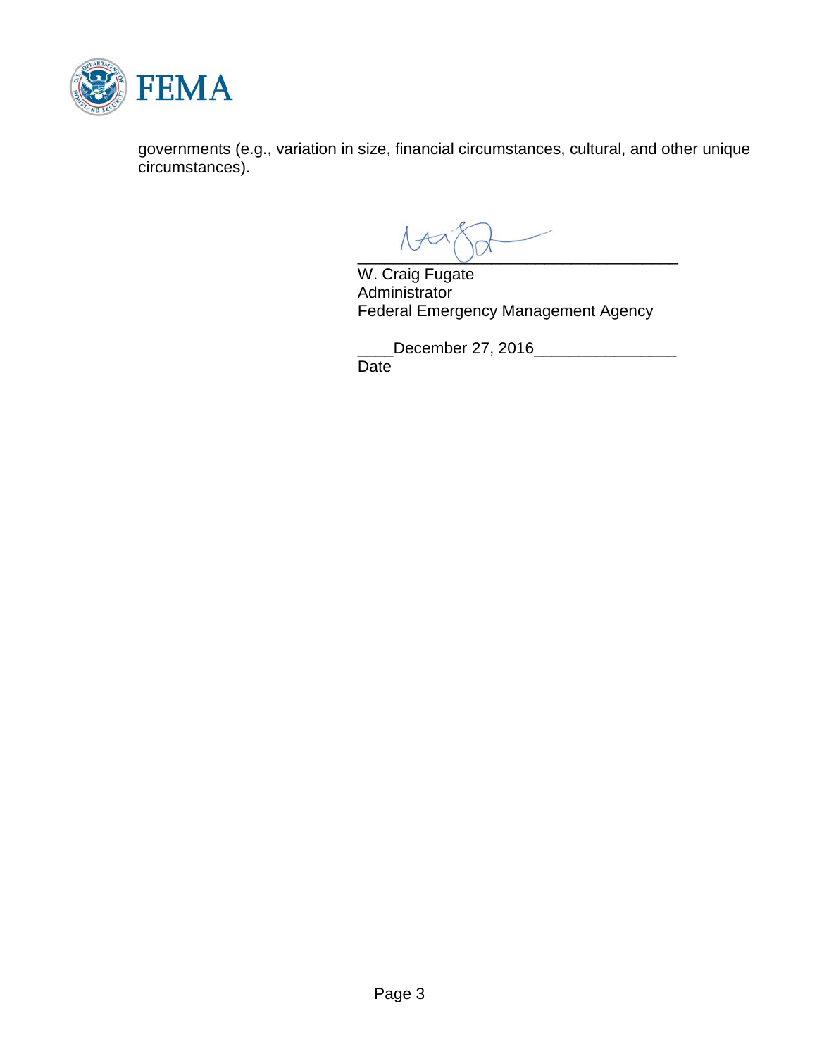governments (e.g., variation in size, financial circumstances, cultural, and other unique circumstances).

W. Craig Fugate
Administrator
Federal Emergency Management Agency

December 27, 2016
Date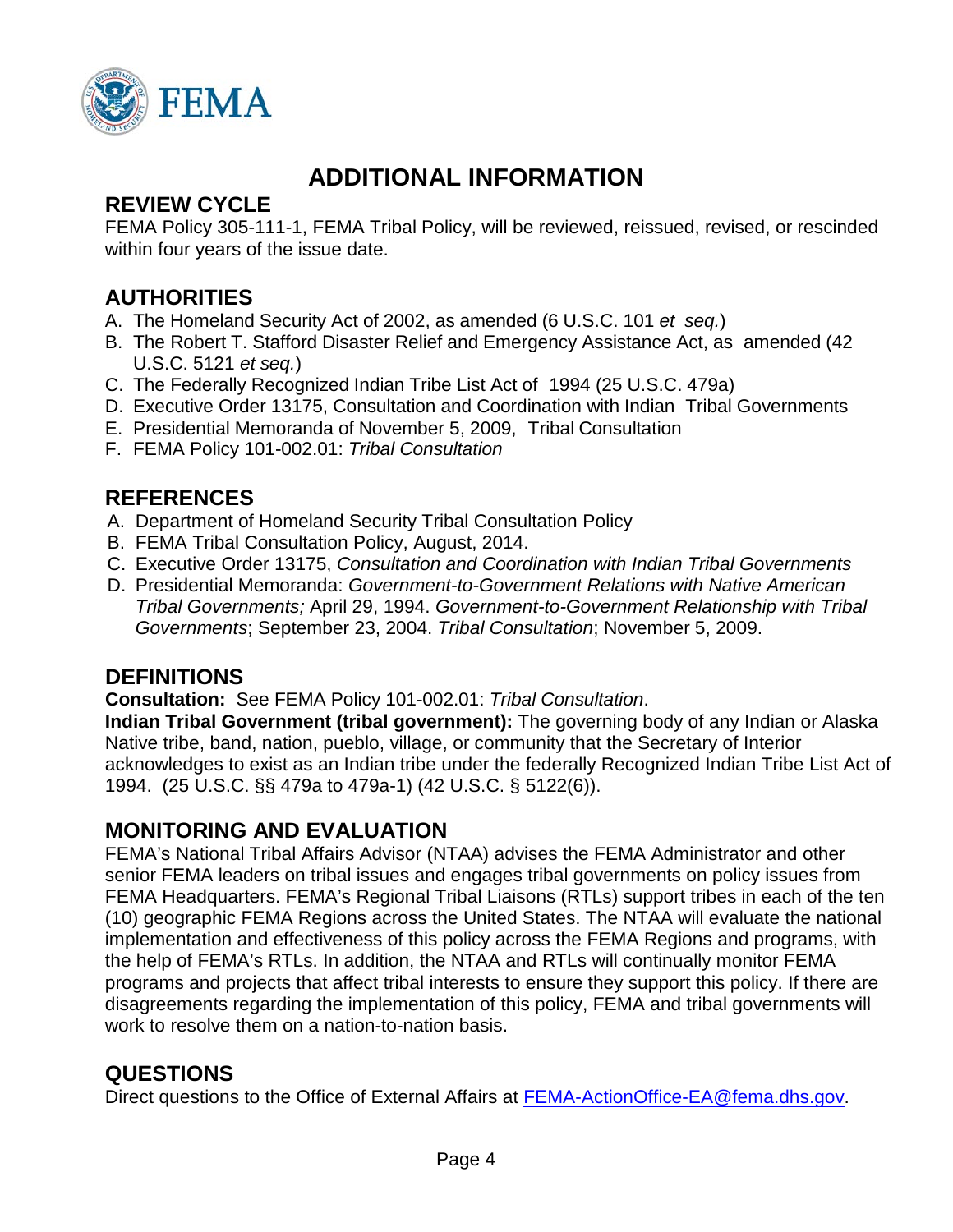# ADDITIONAL INFORMATION

## REVIEW CYCLE

FEMA Policy 305-111-1, FEMA Tribal Policy, will be reviewed, reissued, revised, or rescinded within four years of the issue date.

## AUTHORITIES

A. The Homeland Security Act of 2002, as amended (6 U.S.C. 101 *et seq.*)
B. The Robert T. Stafford Disaster Relief and Emergency Assistance Act, as amended (42 U.S.C. 5121 *et seq.*)
C. The Federally Recognized Indian Tribe List Act of 1994 (25 U.S.C. 479a)
D. Executive Order 13175, Consultation and Coordination with Indian Tribal Governments
E. Presidential Memoranda of November 5, 2009, Tribal Consultation
F. FEMA Policy 101-002.01: *Tribal Consultation*

## REFERENCES

A. Department of Homeland Security Tribal Consultation Policy
B. FEMA Tribal Consultation Policy, August, 2014.
C. Executive Order 13175, *Consultation and Coordination with Indian Tribal Governments*
D. Presidential Memoranda: *Government-to-Government Relations with Native American Tribal Governments;* April 29, 1994. *Government-to-Government Relationship with Tribal Governments*; September 23, 2004. *Tribal Consultation*; November 5, 2009.

## DEFINITIONS

**Consultation:** See FEMA Policy 101-002.01: *Tribal Consultation*.

**Indian Tribal Government (tribal government):** The governing body of any Indian or Alaska Native tribe, band, nation, pueblo, village, or community that the Secretary of Interior acknowledges to exist as an Indian tribe under the federally Recognized Indian Tribe List Act of 1994. (25 U.S.C. §§ 479a to 479a-1) (42 U.S.C. § 5122(6)).

## MONITORING AND EVALUATION

FEMA's National Tribal Affairs Advisor (NTAA) advises the FEMA Administrator and other senior FEMA leaders on tribal issues and engages tribal governments on policy issues from FEMA Headquarters. FEMA's Regional Tribal Liaisons (RTLs) support tribes in each of the ten (10) geographic FEMA Regions across the United States. The NTAA will evaluate the national implementation and effectiveness of this policy across the FEMA Regions and programs, with the help of FEMA's RTLs. In addition, the NTAA and RTLs will continually monitor FEMA programs and projects that affect tribal interests to ensure they support this policy. If there are disagreements regarding the implementation of this policy, FEMA and tribal governments will work to resolve them on a nation-to-nation basis.

## QUESTIONS

Direct questions to the Office of External Affairs at FEMA-ActionOffice-EA@fema.dhs.gov.